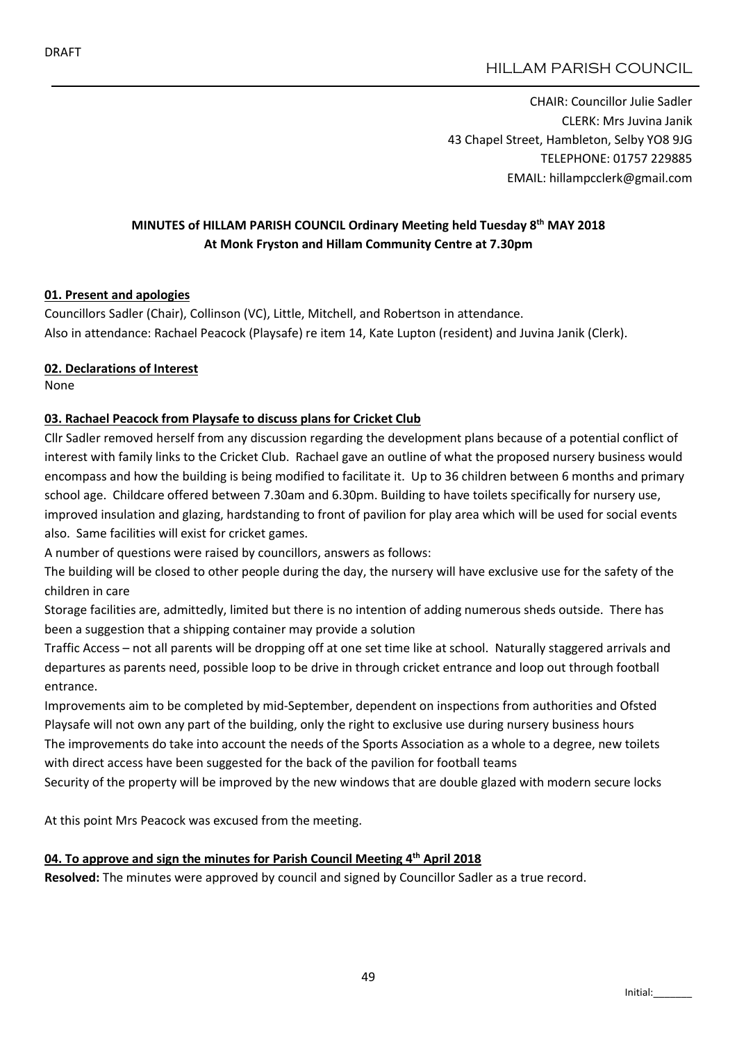DRAFT

HILLAM PARISH COUNCIL

CHAIR: Councillor Julie Sadler
CLERK: Mrs Juvina Janik
43 Chapel Street, Hambleton, Selby YO8 9JG
TELEPHONE: 01757 229885
EMAIL: hillampcclerk@gmail.com

**MINUTES of HILLAM PARISH COUNCIL Ordinary Meeting held Tuesday 8th MAY 2018**
**At Monk Fryston and Hillam Community Centre at 7.30pm**

**01. Present and apologies**

Councillors Sadler (Chair), Collinson (VC), Little, Mitchell, and Robertson in attendance.
Also in attendance: Rachael Peacock (Playsafe) re item 14, Kate Lupton (resident) and Juvina Janik (Clerk).

**02. Declarations of Interest**

None

**03. Rachael Peacock from Playsafe to discuss plans for Cricket Club**

Cllr Sadler removed herself from any discussion regarding the development plans because of a potential conflict of interest with family links to the Cricket Club. Rachael gave an outline of what the proposed nursery business would encompass and how the building is being modified to facilitate it. Up to 36 children between 6 months and primary school age. Childcare offered between 7.30am and 6.30pm. Building to have toilets specifically for nursery use, improved insulation and glazing, hardstanding to front of pavilion for play area which will be used for social events also. Same facilities will exist for cricket games.

A number of questions were raised by councillors, answers as follows:

The building will be closed to other people during the day, the nursery will have exclusive use for the safety of the children in care

Storage facilities are, admittedly, limited but there is no intention of adding numerous sheds outside. There has been a suggestion that a shipping container may provide a solution

Traffic Access – not all parents will be dropping off at one set time like at school. Naturally staggered arrivals and departures as parents need, possible loop to be drive in through cricket entrance and loop out through football entrance.

Improvements aim to be completed by mid-September, dependent on inspections from authorities and Ofsted

Playsafe will not own any part of the building, only the right to exclusive use during nursery business hours

The improvements do take into account the needs of the Sports Association as a whole to a degree, new toilets with direct access have been suggested for the back of the pavilion for football teams

Security of the property will be improved by the new windows that are double glazed with modern secure locks

At this point Mrs Peacock was excused from the meeting.

**04. To approve and sign the minutes for Parish Council Meeting 4th April 2018**

**Resolved:** The minutes were approved by council and signed by Councillor Sadler as a true record.

Initial:_______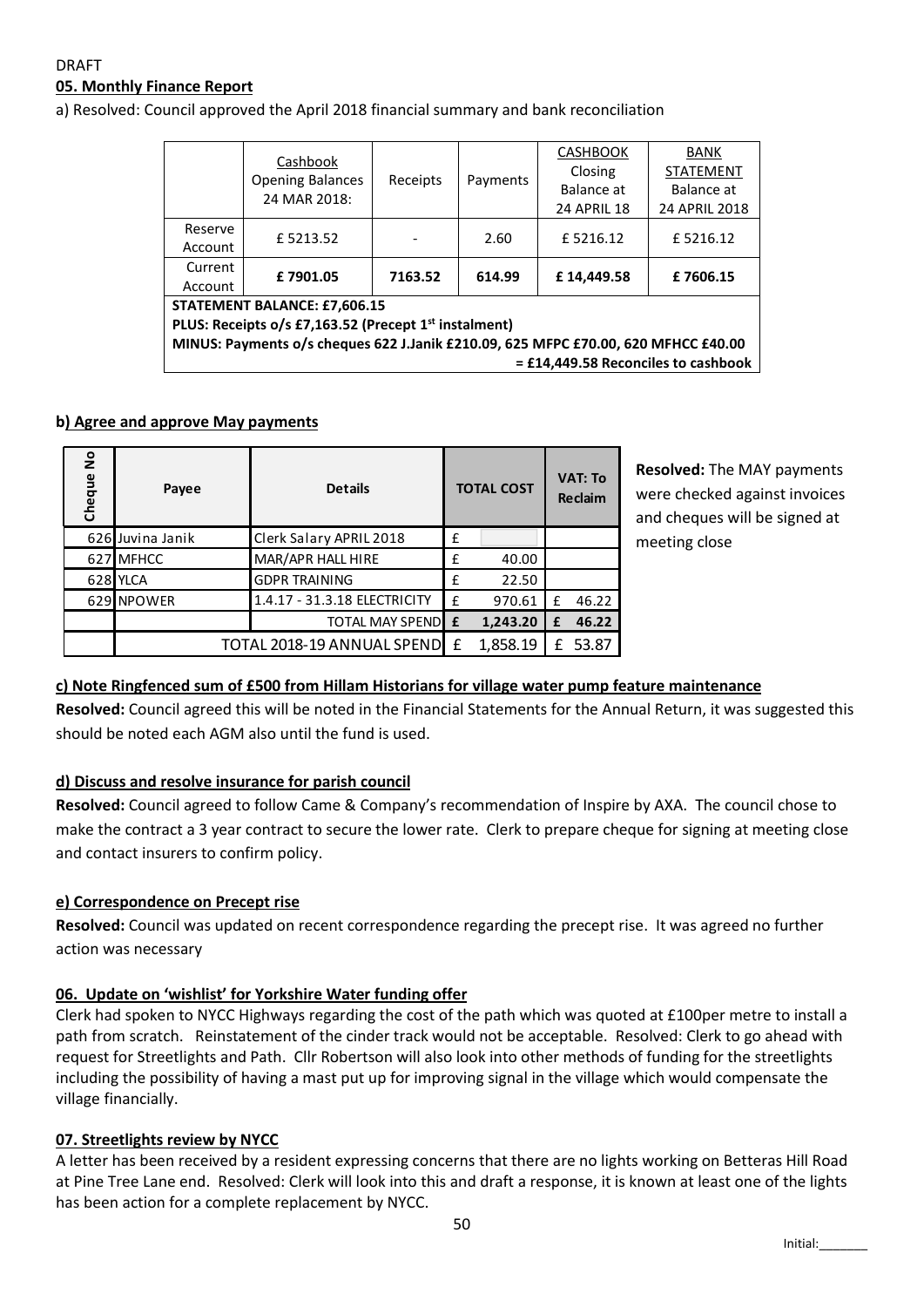DRAFT

**05. Monthly Finance Report**

a) Resolved: Council approved the April 2018 financial summary and bank reconciliation

| | Cashbook Opening Balances 24 MAR 2018: | Receipts | Payments | CASHBOOK Closing Balance at 24 APRIL 18 | BANK STATEMENT Balance at 24 APRIL 2018 |
|---|---|---|---|---|---|
| Reserve Account | £ 5213.52 | - | 2.60 | £ 5216.12 | £ 5216.12 |
| Current Account | **£ 7901.05** | **7163.52** | **614.99** | **£ 14,449.58** | **£ 7606.15** |
| **STATEMENT BALANCE: £7,606.15** | | | | | |
| **PLUS: Receipts o/s £7,163.52 (Precept 1st instalment)** | | | | | |
| **MINUS: Payments o/s cheques 622 J.Janik £210.09, 625 MFPC £70.00, 620 MFHCC £40.00** | | | | | |
| **= £14,449.58 Reconciles to cashbook** | | | | | |

**b) Agree and approve May payments**

| Cheque No | Payee | Details | TOTAL COST | | VAT: To Reclaim | |
|---|---|---|---|---|---|---|
| 626 | Juvina Janik | Clerk Salary APRIL 2018 | £ | | | |
| 627 | MFHCC | MAR/APR HALL HIRE | £ | 40.00 | | |
| 628 | YLCA | GDPR TRAINING | £ | 22.50 | | |
| 629 | NPOWER | 1.4.17 - 31.3.18 ELECTRICITY | £ | 970.61 | £ | 46.22 |
| | | TOTAL MAY SPEND | **£** | **1,243.20** | **£** | **46.22** |
| | TOTAL 2018-19 ANNUAL SPEND | | £ | 1,858.19 | £ | 53.87 |

**Resolved:** The MAY payments were checked against invoices and cheques will be signed at meeting close

**c) Note Ringfenced sum of £500 from Hillam Historians for village water pump feature maintenance**

**Resolved:** Council agreed this will be noted in the Financial Statements for the Annual Return, it was suggested this should be noted each AGM also until the fund is used.

**d) Discuss and resolve insurance for parish council**

**Resolved:** Council agreed to follow Came & Company's recommendation of Inspire by AXA. The council chose to make the contract a 3 year contract to secure the lower rate. Clerk to prepare cheque for signing at meeting close and contact insurers to confirm policy.

**e) Correspondence on Precept rise**

**Resolved:** Council was updated on recent correspondence regarding the precept rise. It was agreed no further action was necessary

**06. Update on 'wishlist' for Yorkshire Water funding offer**

Clerk had spoken to NYCC Highways regarding the cost of the path which was quoted at £100per metre to install a path from scratch. Reinstatement of the cinder track would not be acceptable. Resolved: Clerk to go ahead with request for Streetlights and Path. Cllr Robertson will also look into other methods of funding for the streetlights including the possibility of having a mast put up for improving signal in the village which would compensate the village financially.

**07. Streetlights review by NYCC**

A letter has been received by a resident expressing concerns that there are no lights working on Betteras Hill Road at Pine Tree Lane end. Resolved: Clerk will look into this and draft a response, it is known at least one of the lights has been action for a complete replacement by NYCC.

Initial:_______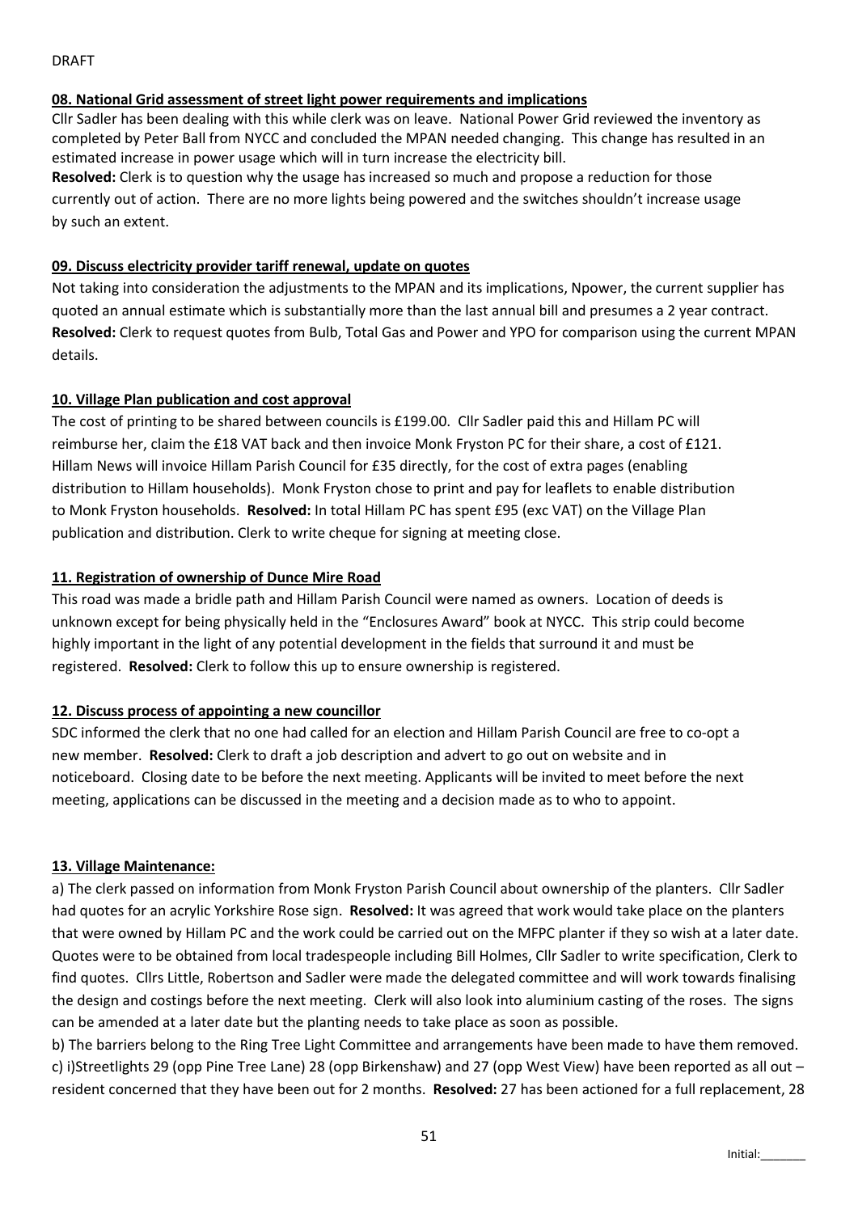DRAFT

**08. National Grid assessment of street light power requirements and implications**

Cllr Sadler has been dealing with this while clerk was on leave. National Power Grid reviewed the inventory as completed by Peter Ball from NYCC and concluded the MPAN needed changing. This change has resulted in an estimated increase in power usage which will in turn increase the electricity bill.

**Resolved:** Clerk is to question why the usage has increased so much and propose a reduction for those currently out of action. There are no more lights being powered and the switches shouldn't increase usage by such an extent.

**09. Discuss electricity provider tariff renewal, update on quotes**

Not taking into consideration the adjustments to the MPAN and its implications, Npower, the current supplier has quoted an annual estimate which is substantially more than the last annual bill and presumes a 2 year contract. **Resolved:** Clerk to request quotes from Bulb, Total Gas and Power and YPO for comparison using the current MPAN details.

**10. Village Plan publication and cost approval**

The cost of printing to be shared between councils is £199.00. Cllr Sadler paid this and Hillam PC will reimburse her, claim the £18 VAT back and then invoice Monk Fryston PC for their share, a cost of £121. Hillam News will invoice Hillam Parish Council for £35 directly, for the cost of extra pages (enabling distribution to Hillam households). Monk Fryston chose to print and pay for leaflets to enable distribution to Monk Fryston households. **Resolved:** In total Hillam PC has spent £95 (exc VAT) on the Village Plan publication and distribution. Clerk to write cheque for signing at meeting close.

**11. Registration of ownership of Dunce Mire Road**

This road was made a bridle path and Hillam Parish Council were named as owners. Location of deeds is unknown except for being physically held in the "Enclosures Award" book at NYCC. This strip could become highly important in the light of any potential development in the fields that surround it and must be registered. **Resolved:** Clerk to follow this up to ensure ownership is registered.

**12. Discuss process of appointing a new councillor**

SDC informed the clerk that no one had called for an election and Hillam Parish Council are free to co-opt a new member. **Resolved:** Clerk to draft a job description and advert to go out on website and in noticeboard. Closing date to be before the next meeting. Applicants will be invited to meet before the next meeting, applications can be discussed in the meeting and a decision made as to who to appoint.

**13. Village Maintenance:**

a) The clerk passed on information from Monk Fryston Parish Council about ownership of the planters. Cllr Sadler had quotes for an acrylic Yorkshire Rose sign. **Resolved:** It was agreed that work would take place on the planters that were owned by Hillam PC and the work could be carried out on the MFPC planter if they so wish at a later date. Quotes were to be obtained from local tradespeople including Bill Holmes, Cllr Sadler to write specification, Clerk to find quotes. Cllrs Little, Robertson and Sadler were made the delegated committee and will work towards finalising the design and costings before the next meeting. Clerk will also look into aluminium casting of the roses. The signs can be amended at a later date but the planting needs to take place as soon as possible.

b) The barriers belong to the Ring Tree Light Committee and arrangements have been made to have them removed.

c) i)Streetlights 29 (opp Pine Tree Lane) 28 (opp Birkenshaw) and 27 (opp West View) have been reported as all out – resident concerned that they have been out for 2 months. **Resolved:** 27 has been actioned for a full replacement, 28

Initial:_______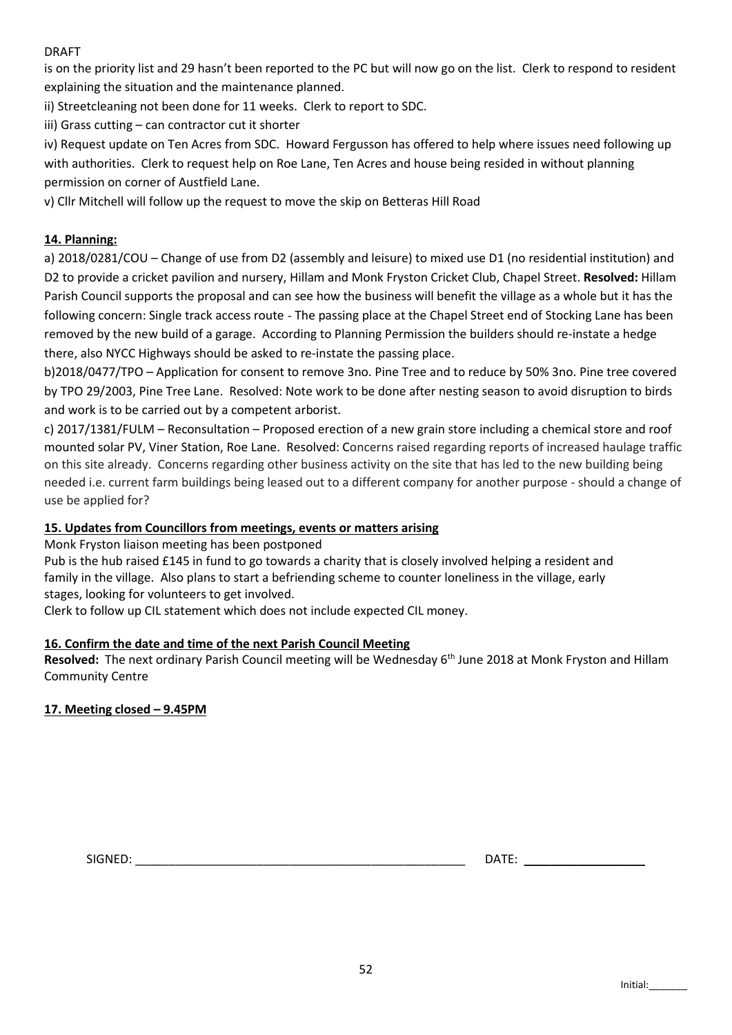DRAFT

is on the priority list and 29 hasn't been reported to the PC but will now go on the list. Clerk to respond to resident explaining the situation and the maintenance planned.

ii) Streetcleaning not been done for 11 weeks. Clerk to report to SDC.

iii) Grass cutting – can contractor cut it shorter

iv) Request update on Ten Acres from SDC. Howard Fergusson has offered to help where issues need following up with authorities. Clerk to request help on Roe Lane, Ten Acres and house being resided in without planning permission on corner of Austfield Lane.

v) Cllr Mitchell will follow up the request to move the skip on Betteras Hill Road

**14. Planning:**

a) 2018/0281/COU – Change of use from D2 (assembly and leisure) to mixed use D1 (no residential institution) and D2 to provide a cricket pavilion and nursery, Hillam and Monk Fryston Cricket Club, Chapel Street. **Resolved:** Hillam Parish Council supports the proposal and can see how the business will benefit the village as a whole but it has the following concern: Single track access route - The passing place at the Chapel Street end of Stocking Lane has been removed by the new build of a garage. According to Planning Permission the builders should re-instate a hedge there, also NYCC Highways should be asked to re-instate the passing place.

b)2018/0477/TPO – Application for consent to remove 3no. Pine Tree and to reduce by 50% 3no. Pine tree covered by TPO 29/2003, Pine Tree Lane. Resolved: Note work to be done after nesting season to avoid disruption to birds and work is to be carried out by a competent arborist.

c) 2017/1381/FULM – Reconsultation – Proposed erection of a new grain store including a chemical store and roof mounted solar PV, Viner Station, Roe Lane. Resolved: Concerns raised regarding reports of increased haulage traffic on this site already. Concerns regarding other business activity on the site that has led to the new building being needed i.e. current farm buildings being leased out to a different company for another purpose - should a change of use be applied for?

**15. Updates from Councillors from meetings, events or matters arising**

Monk Fryston liaison meeting has been postponed

Pub is the hub raised £145 in fund to go towards a charity that is closely involved helping a resident and family in the village. Also plans to start a befriending scheme to counter loneliness in the village, early stages, looking for volunteers to get involved.

Clerk to follow up CIL statement which does not include expected CIL money.

**16. Confirm the date and time of the next Parish Council Meeting**

**Resolved:** The next ordinary Parish Council meeting will be Wednesday 6th June 2018 at Monk Fryston and Hillam Community Centre

**17. Meeting closed – 9.45PM**

SIGNED: ______________________________ DATE: ______________

Initial:______